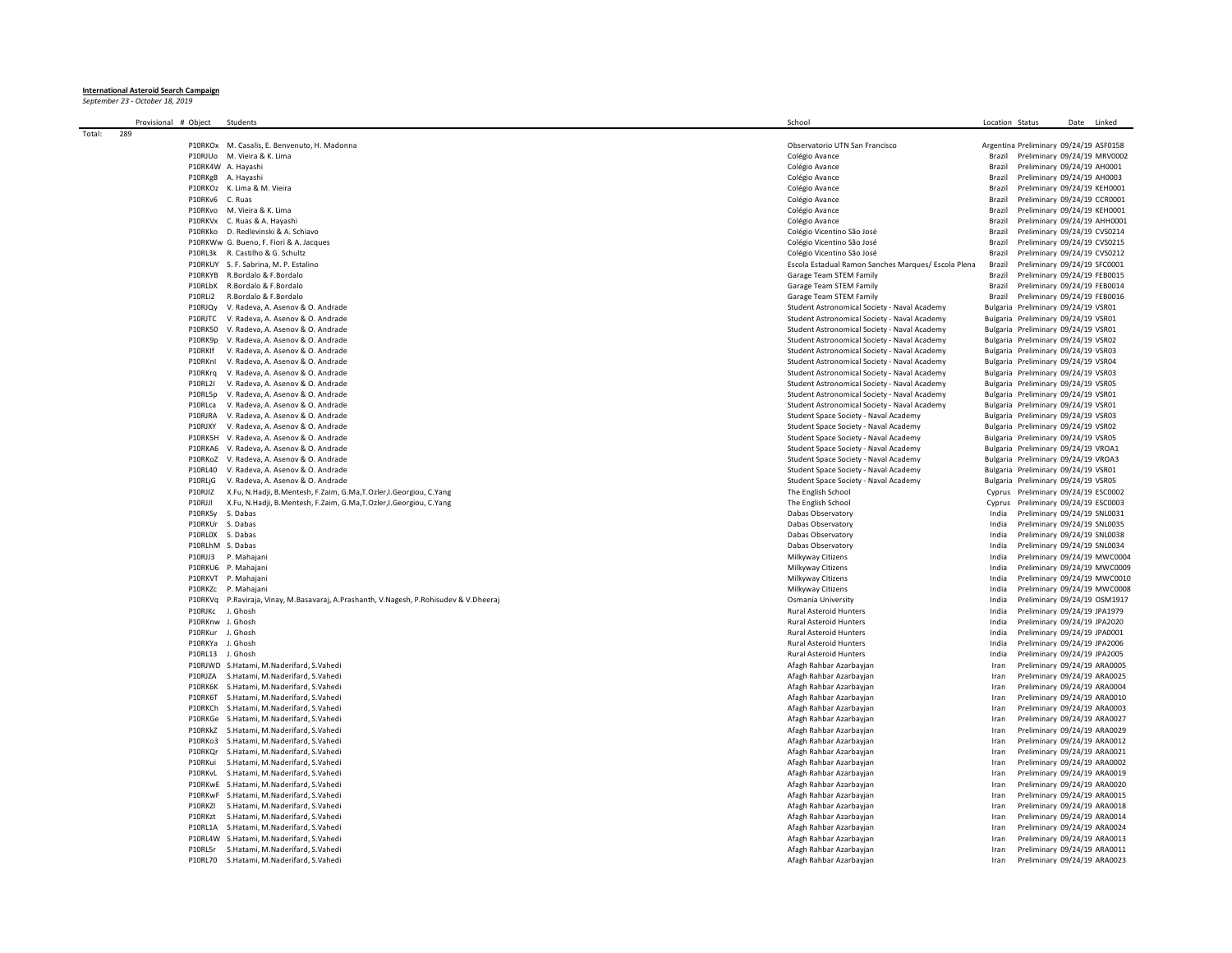**International Asteroid Search Campaign**

*September 23 - October 18, 2019*

| | Provisional # Object | Students | School | Location | Status | Date | Linked |
|---|---|---|---|---|---|---|---|
| Total: 289 | | | | | | | |
| | P10RKOx | M. Casalis, E. Benvenuto, H. Madonna | Observatorio UTN San Francisco | Argentina | Preliminary | 09/24/19 | ASF0158 |
| | P10RJUo | M. Vieira & K. Lima | Colégio Avance | Brazil | Preliminary | 09/24/19 | MRV0002 |
| | P10RK4W | A. Hayashi | Colégio Avance | Brazil | Preliminary | 09/24/19 | AH0001 |
| | P10RKgB | A. Hayashi | Colégio Avance | Brazil | Preliminary | 09/24/19 | AH0003 |
| | P10RKOz | K. Lima & M. Vieira | Colégio Avance | Brazil | Preliminary | 09/24/19 | KEH0001 |
| | P10RKv6 | C. Ruas | Colégio Avance | Brazil | Preliminary | 09/24/19 | CCR0001 |
| | P10RKvo | M. Vieira & K. Lima | Colégio Avance | Brazil | Preliminary | 09/24/19 | KEH0001 |
| | P10RKVx | C. Ruas & A. Hayashi | Colégio Avance | Brazil | Preliminary | 09/24/19 | AHH0001 |
| | P10RKko | D. Redlevinski & A. Schiavo | Colégio Vicentino São José | Brazil | Preliminary | 09/24/19 | CVS0214 |
| | P10RKWw | G. Bueno, F. Fiori & A. Jacques | Colégio Vicentino São José | Brazil | Preliminary | 09/24/19 | CVS0215 |
| | P10RL3k | R. Castilho & G. Schultz | Colégio Vicentino São José | Brazil | Preliminary | 09/24/19 | CVS0212 |
| | P10RKUY | S. F. Sabrina, M. P. Estalino | Escola Estadual Ramon Sanches Marques/ Escola Plena | Brazil | Preliminary | 09/24/19 | SFC0001 |
| | P10RKYB | R.Bordalo & F.Bordalo | Garage Team STEM Family | Brazil | Preliminary | 09/24/19 | FEB0015 |
| | P10RLbK | R.Bordalo & F.Bordalo | Garage Team STEM Family | Brazil | Preliminary | 09/24/19 | FEB0014 |
| | P10RLi2 | R.Bordalo & F.Bordalo | Garage Team STEM Family | Brazil | Preliminary | 09/24/19 | FEB0016 |
| | P10RJQy | V. Radeva, A. Asenov & O. Andrade | Student Astronomical Society - Naval Academy | Bulgaria | Preliminary | 09/24/19 | VSR01 |
| | P10RJTC | V. Radeva, A. Asenov & O. Andrade | Student Astronomical Society - Naval Academy | Bulgaria | Preliminary | 09/24/19 | VSR01 |
| | P10RK50 | V. Radeva, A. Asenov & O. Andrade | Student Astronomical Society - Naval Academy | Bulgaria | Preliminary | 09/24/19 | VSR01 |
| | P10RK9p | V. Radeva, A. Asenov & O. Andrade | Student Astronomical Society - Naval Academy | Bulgaria | Preliminary | 09/24/19 | VSR02 |
| | P10RKlf | V. Radeva, A. Asenov & O. Andrade | Student Astronomical Society - Naval Academy | Bulgaria | Preliminary | 09/24/19 | VSR03 |
| | P10RKnl | V. Radeva, A. Asenov & O. Andrade | Student Astronomical Society - Naval Academy | Bulgaria | Preliminary | 09/24/19 | VSR04 |
| | P10RKrq | V. Radeva, A. Asenov & O. Andrade | Student Astronomical Society - Naval Academy | Bulgaria | Preliminary | 09/24/19 | VSR03 |
| | P10RL2l | V. Radeva, A. Asenov & O. Andrade | Student Astronomical Society - Naval Academy | Bulgaria | Preliminary | 09/24/19 | VSR05 |
| | P10RL5p | V. Radeva, A. Asenov & O. Andrade | Student Astronomical Society - Naval Academy | Bulgaria | Preliminary | 09/24/19 | VSR01 |
| | P10RLca | V. Radeva, A. Asenov & O. Andrade | Student Astronomical Society - Naval Academy | Bulgaria | Preliminary | 09/24/19 | VSR01 |
| | P10RJRA | V. Radeva, A. Asenov & O. Andrade | Student Space Society - Naval Academy | Bulgaria | Preliminary | 09/24/19 | VSR03 |
| | P10RJXY | V. Radeva, A. Asenov & O. Andrade | Student Space Society - Naval Academy | Bulgaria | Preliminary | 09/24/19 | VSR02 |
| | P10RK5H | V. Radeva, A. Asenov & O. Andrade | Student Space Society - Naval Academy | Bulgaria | Preliminary | 09/24/19 | VSR05 |
| | P10RKA6 | V. Radeva, A. Asenov & O. Andrade | Student Space Society - Naval Academy | Bulgaria | Preliminary | 09/24/19 | VROA1 |
| | P10RKoZ | V. Radeva, A. Asenov & O. Andrade | Student Space Society - Naval Academy | Bulgaria | Preliminary | 09/24/19 | VROA3 |
| | P10RL40 | V. Radeva, A. Asenov & O. Andrade | Student Space Society - Naval Academy | Bulgaria | Preliminary | 09/24/19 | VSR01 |
| | P10RLjG | V. Radeva, A. Asenov & O. Andrade | Student Space Society - Naval Academy | Bulgaria | Preliminary | 09/24/19 | VSR05 |
| | P10RJIZ | X.Fu, N.Hadji, B.Mentesh, F.Zaim, G.Ma,T.Ozler,I.Georgiou, C.Yang | The English School | Cyprus | Preliminary | 09/24/19 | ESC0002 |
| | P10RJJl | X.Fu, N.Hadji, B.Mentesh, F.Zaim, G.Ma,T.Ozler,I.Georgiou, C.Yang | The English School | Cyprus | Preliminary | 09/24/19 | ESC0003 |
| | P10RKSy | S. Dabas | Dabas Observatory | India | Preliminary | 09/24/19 | SNL0031 |
| | P10RKUr | S. Dabas | Dabas Observatory | India | Preliminary | 09/24/19 | SNL0035 |
| | P10RL0X | S. Dabas | Dabas Observatory | India | Preliminary | 09/24/19 | SNL0038 |
| | P10RLhM | S. Dabas | Dabas Observatory | India | Preliminary | 09/24/19 | SNL0034 |
| | P10RJJ3 | P. Mahajani | Milkyway Citizens | India | Preliminary | 09/24/19 | MWC0004 |
| | P10RKU6 | P. Mahajani | Milkyway Citizens | India | Preliminary | 09/24/19 | MWC0009 |
| | P10RKVT | P. Mahajani | Milkyway Citizens | India | Preliminary | 09/24/19 | MWC0010 |
| | P10RKZc | P. Mahajani | Milkyway Citizens | India | Preliminary | 09/24/19 | MWC0008 |
| | P10RKVq | P.Raviraja, Vinay, M.Basavaraj, A.Prashanth, V.Nagesh, P.Rohisudev & V.Dheeraj | Osmania University | India | Preliminary | 09/24/19 | OSM1917 |
| | P10RJKc | J. Ghosh | Rural Asteroid Hunters | India | Preliminary | 09/24/19 | JPA1979 |
| | P10RKnw | J. Ghosh | Rural Asteroid Hunters | India | Preliminary | 09/24/19 | JPA2020 |
| | P10RKur | J. Ghosh | Rural Asteroid Hunters | India | Preliminary | 09/24/19 | JPA0001 |
| | P10RKYa | J. Ghosh | Rural Asteroid Hunters | India | Preliminary | 09/24/19 | JPA2006 |
| | P10RL13 | J. Ghosh | Rural Asteroid Hunters | India | Preliminary | 09/24/19 | JPA2005 |
| | P10RJWD | S.Hatami, M.Naderifard, S.Vahedi | Afagh Rahbar Azarbayjan | Iran | Preliminary | 09/24/19 | ARA0005 |
| | P10RJZA | S.Hatami, M.Naderifard, S.Vahedi | Afagh Rahbar Azarbayjan | Iran | Preliminary | 09/24/19 | ARA0025 |
| | P10RK6K | S.Hatami, M.Naderifard, S.Vahedi | Afagh Rahbar Azarbayjan | Iran | Preliminary | 09/24/19 | ARA0004 |
| | P10RK6T | S.Hatami, M.Naderifard, S.Vahedi | Afagh Rahbar Azarbayjan | Iran | Preliminary | 09/24/19 | ARA0010 |
| | P10RKCh | S.Hatami, M.Naderifard, S.Vahedi | Afagh Rahbar Azarbayjan | Iran | Preliminary | 09/24/19 | ARA0003 |
| | P10RKGe | S.Hatami, M.Naderifard, S.Vahedi | Afagh Rahbar Azarbayjan | Iran | Preliminary | 09/24/19 | ARA0027 |
| | P10RKkZ | S.Hatami, M.Naderifard, S.Vahedi | Afagh Rahbar Azarbayjan | Iran | Preliminary | 09/24/19 | ARA0029 |
| | P10RKo3 | S.Hatami, M.Naderifard, S.Vahedi | Afagh Rahbar Azarbayjan | Iran | Preliminary | 09/24/19 | ARA0012 |
| | P10RKQr | S.Hatami, M.Naderifard, S.Vahedi | Afagh Rahbar Azarbayjan | Iran | Preliminary | 09/24/19 | ARA0021 |
| | P10RKui | S.Hatami, M.Naderifard, S.Vahedi | Afagh Rahbar Azarbayjan | Iran | Preliminary | 09/24/19 | ARA0002 |
| | P10RKvL | S.Hatami, M.Naderifard, S.Vahedi | Afagh Rahbar Azarbayjan | Iran | Preliminary | 09/24/19 | ARA0019 |
| | P10RKwE | S.Hatami, M.Naderifard, S.Vahedi | Afagh Rahbar Azarbayjan | Iran | Preliminary | 09/24/19 | ARA0020 |
| | P10RKwF | S.Hatami, M.Naderifard, S.Vahedi | Afagh Rahbar Azarbayjan | Iran | Preliminary | 09/24/19 | ARA0015 |
| | P10RKZl | S.Hatami, M.Naderifard, S.Vahedi | Afagh Rahbar Azarbayjan | Iran | Preliminary | 09/24/19 | ARA0018 |
| | P10RKzt | S.Hatami, M.Naderifard, S.Vahedi | Afagh Rahbar Azarbayjan | Iran | Preliminary | 09/24/19 | ARA0014 |
| | P10RL1A | S.Hatami, M.Naderifard, S.Vahedi | Afagh Rahbar Azarbayjan | Iran | Preliminary | 09/24/19 | ARA0024 |
| | P10RL4W | S.Hatami, M.Naderifard, S.Vahedi | Afagh Rahbar Azarbayjan | Iran | Preliminary | 09/24/19 | ARA0013 |
| | P10RL5r | S.Hatami, M.Naderifard, S.Vahedi | Afagh Rahbar Azarbayjan | Iran | Preliminary | 09/24/19 | ARA0011 |
| | P10RL70 | S.Hatami, M.Naderifard, S.Vahedi | Afagh Rahbar Azarbayjan | Iran | Preliminary | 09/24/19 | ARA0023 |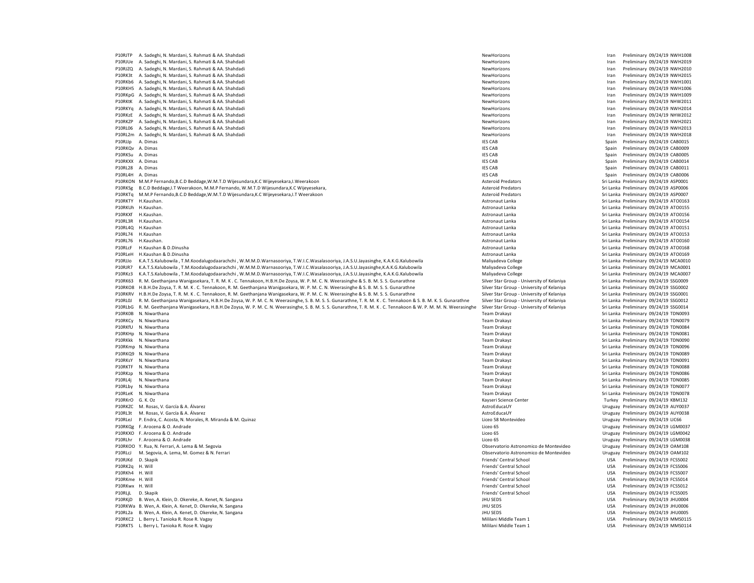| | | | | | | |
|---|---|---|---|---|---|---|
| P10RJTP | A. Sadeghi, N. Mardani, S. Rahmati & AA. Shahdadi | NewHorizons | Iran | Preliminary | 09/24/19 | NWH1008 |
| P10RJUe | A. Sadeghi, N. Mardani, S. Rahmati & AA. Shahdadi | NewHorizons | Iran | Preliminary | 09/24/19 | NWH2019 |
| P10RJZQ | A. Sadeghi, N. Mardani, S. Rahmati & AA. Shahdadi | NewHorizons | Iran | Preliminary | 09/24/19 | NWH2010 |
| P10RK3t | A. Sadeghi, N. Mardani, S. Rahmati & AA. Shahdadi | NewHorizons | Iran | Preliminary | 09/24/19 | NWH2015 |
| P10RKb6 | A. Sadeghi, N. Mardani, S. Rahmati & AA. Shahdadi | NewHorizons | Iran | Preliminary | 09/24/19 | NWH1001 |
| P10RKH5 | A. Sadeghi, N. Mardani, S. Rahmati & AA. Shahdadi | NewHorizons | Iran | Preliminary | 09/24/19 | NWH1006 |
| P10RKpG | A. Sadeghi, N. Mardani, S. Rahmati & AA. Shahdadi | NewHorizons | Iran | Preliminary | 09/24/19 | NWH1009 |
| P10RKtK | A. Sadeghi, N. Mardani, S. Rahmati & AA. Shahdadi | NewHorizons | Iran | Preliminary | 09/24/19 | NHW2011 |
| P10RKYq | A. Sadeghi, N. Mardani, S. Rahmati & AA. Shahdadi | NewHorizons | Iran | Preliminary | 09/24/19 | NWH2014 |
| P10RKzE | A. Sadeghi, N. Mardani, S. Rahmati & AA. Shahdadi | NewHorizons | Iran | Preliminary | 09/24/19 | NHW2012 |
| P10RKZP | A. Sadeghi, N. Mardani, S. Rahmati & AA. Shahdadi | NewHorizons | Iran | Preliminary | 09/24/19 | NWH2021 |
| P10RL06 | A. Sadeghi, N. Mardani, S. Rahmati & AA. Shahdadi | NewHorizons | Iran | Preliminary | 09/24/19 | NWH2013 |
| P10RL2m | A. Sadeghi, N. Mardani, S. Rahmati & AA. Shahdadi | NewHorizons | Iran | Preliminary | 09/24/19 | NWH2018 |
| P10RJJp | A. Dimas | IES CAB | Spain | Preliminary | 09/24/19 | CAB0015 |
| P10RKQv | A. Dimas | IES CAB | Spain | Preliminary | 09/24/19 | CAB0009 |
| P10RKSu | A. Dimas | IES CAB | Spain | Preliminary | 09/24/19 | CAB0005 |
| P10RKXX | A. Dimas | IES CAB | Spain | Preliminary | 09/24/19 | CAB0014 |
| P10RL28 | A. Dimas | IES CAB | Spain | Preliminary | 09/24/19 | CAB0011 |
| P10RL4H | A. Dimas | IES CAB | Spain | Preliminary | 09/24/19 | CAB0006 |
| P10RKON | M.M.P Fernando,B.C.D Beddage,W.M.T.D Wijesundara,K.C Wijeyesekara,I.Weerakoon | Asteroid Predators | Sri Lanka | Preliminary | 09/24/19 | ASP0001 |
| P10RKSg | B.C.D Beddage,I.T Weerakoon, M.M.P Fernando, W.M.T.D Wijesundara,K.C Wijeyesekara, | Asteroid Predators | Sri Lanka | Preliminary | 09/24/19 | ASP0006 |
| P10RKTq | M.M.P Fernando,B.C.D Beddage,W.M.T.D Wijesundara,K.C Wijeyesekara,I.T Weerakoon | Asteroid Predators | Sri Lanka | Preliminary | 09/24/19 | ASP0007 |
| P10RKTY | H.Kaushan. | Astronaut Lanka | Sri Lanka | Preliminary | 09/24/19 | ATO0163 |
| P10RKUh | H.Kaushan. | Astronaut Lanka | Sri Lanka | Preliminary | 09/24/19 | ATO0155 |
| P10RKXf | H.Kaushan. | Astronaut Lanka | Sri Lanka | Preliminary | 09/24/19 | ATO0156 |
| P10RL3R | H.Kaushan. | Astronaut Lanka | Sri Lanka | Preliminary | 09/24/19 | ATO0154 |
| P10RL4Q | H.Kaushan | Astronaut Lanka | Sri Lanka | Preliminary | 09/24/19 | ATO0151 |
| P10RL74 | H.Kaushan | Astronaut Lanka | Sri Lanka | Preliminary | 09/24/19 | ATO0153 |
| P10RL76 | H.Kaushan. | Astronaut Lanka | Sri Lanka | Preliminary | 09/24/19 | ATO0160 |
| P10RLcF | H.Kaushan & D.Dinusha | Astronaut Lanka | Sri Lanka | Preliminary | 09/24/19 | ATO0168 |
| P10RLeH | H.Kaushan & D.Dinusha | Astronaut Lanka | Sri Lanka | Preliminary | 09/24/19 | ATO0169 |
| P10RJJo | K.A.T.S.Kalubowila , T.M.Koodalugodaarachchi , W.M.M.D.Warnasooriya, T.W.I.C.Wasalasooriya, J.A.S.U.Jayasinghe, K.A.K.G.Kalubowila | Maliyadeva College | Sri Lanka | Preliminary | 09/24/19 | MCA0010 |
| P10RJR7 | K.A.T.S.Kalubowila , T.M.Koodalugodaarachchi , W.M.M.D.Warnasooriya, T.W.I.C.Wasalasooriya, J.A.S.U.Jayasinghe,K.A.K.G.Kalubowila | Maliyadeva College | Sri Lanka | Preliminary | 09/24/19 | MCA0001 |
| P10RKz3 | K.A.T.S.Kalubowila , T.M.Koodalugodaarachchi , W.M.M.D.Warnasooriya, T.W.I.C.Wasalasooriya, J.A.S.U.Jayasinghe, K.A.K.G.Kalubowila | Maliyadeva College | Sri Lanka | Preliminary | 09/24/19 | MCA0007 |
| P10RK63 | R. M. Geethanjana Wanigasekara, T. R. M. K . C. Tennakoon, H.B.H.De Zoysa, W. P. M. C. N. Weerasinghe & S. B. M. S. S. Gunarathne | Silver Star Group - University of Kelaniya | Sri Lanka | Preliminary | 09/24/19 | SSG0009 |
| P10RKO8 | H.B.H.De Zoysa, T. R. M. K . C. Tennakoon, R. M. Geethanjana Wanigasekara, W. P. M. C. N. Weerasinghe & S. B. M. S. S. Gunarathne | Silver Star Group - University of Kelaniya | Sri Lanka | Preliminary | 09/24/19 | SSG0002 |
| P10RKRV | H.B.H.De Zoysa, T. R. M. K . C. Tennakoon, R. M. Geethanjana Wanigasekara, W. P. M. C. N. Weerasinghe & S. B. M. S. S. Gunarathne | Silver Star Group - University of Kelaniya | Sri Lanka | Preliminary | 09/24/19 | SSG0001 |
| P10RL0J | R. M. Geethanjana Wanigasekara, H.B.H.De Zoysa, W. P. M. C. N. Weerasinghe, S. B. M. S. S. Gunarathne, T. R. M. K . C. Tennakoon & S. B. M. K. S. Gunarathne | Silver Star Group - University of Kelaniya | Sri Lanka | Preliminary | 09/24/19 | SSG0012 |
| P10RLbG | R. M. Geethanjana Wanigasekara, H.B.H.De Zoysa, W. P. M. C. N. Weerasinghe, S. B. M. S. S. Gunarathne, T. R. M. K . C. Tennakoon & W. P. M. M. N. Weerasinghe | Silver Star Group - University of Kelaniya | Sri Lanka | Preliminary | 09/24/19 | SSG0014 |
| P10RK0B | N. Niwarthana | Team Drakayz | Sri Lanka | Preliminary | 09/24/19 | TDN0093 |
| P10RKCy | N. Niwarthana | Team Drakayz | Sri Lanka | Preliminary | 09/24/19 | TDN0079 |
| P10RKfU | N. Niwarthana | Team Drakayz | Sri Lanka | Preliminary | 09/24/19 | TDN0084 |
| P10RKHp | N. Niwarthana | Team Drakayz | Sri Lanka | Preliminary | 09/24/19 | TDN0081 |
| P10RKkk | N. Niwarthana | Team Drakayz | Sri Lanka | Preliminary | 09/24/19 | TDN0090 |
| P10RKmp | N. Niwarthana | Team Drakayz | Sri Lanka | Preliminary | 09/24/19 | TDN0096 |
| P10RKQ9 | N. Niwarthana | Team Drakayz | Sri Lanka | Preliminary | 09/24/19 | TDN0089 |
| P10RKsY | N. Niwarthana | Team Drakayz | Sri Lanka | Preliminary | 09/24/19 | TDN0091 |
| P10RKTF | N. Niwarthana | Team Drakayz | Sri Lanka | Preliminary | 09/24/19 | TDN0088 |
| P10RKzp | N. Niwarthana | Team Drakayz | Sri Lanka | Preliminary | 09/24/19 | TDN0086 |
| P10RL4j | N. Niwarthana | Team Drakayz | Sri Lanka | Preliminary | 09/24/19 | TDN0085 |
| P10RLby | N. Niwarthana | Team Drakayz | Sri Lanka | Preliminary | 09/24/19 | TDN0077 |
| P10RLeK | N. Niwarthana | Team Drakayz | Sri Lanka | Preliminary | 09/24/19 | TDN0078 |
| P10RKrO | G. K. Oz | Kayseri Science Center | Turkey | Preliminary | 09/24/19 | KBM132 |
| P10RKZC | M. Rosas, V. García & A. Álvarez | AstroEducaUY | Uruguay | Preliminary | 09/24/19 | AUY0037 |
| P10RL3t | M. Rosas, V. García & A. Álvarez | AstroEducaUY | Uruguay | Preliminary | 09/24/19 | AUY0038 |
| P10RLeJ | P. Endra, C. Acosta, N. Morales, R. Miranda & M. Quinaz | Liceo 58 Montevideo | Uruguay | Preliminary | 09/24/19 | LIC66 |
| P10RKQg | F. Arocena & O. Andrade | Liceo 65 | Uruguay | Preliminary | 09/24/19 | LGM0037 |
| P10RKXO | F. Arocena & O. Andrade | Liceo 65 | Uruguay | Preliminary | 09/24/19 | LGM0042 |
| P10RLhr | F. Arocena & O. Andrade | Liceo 65 | Uruguay | Preliminary | 09/24/19 | LGM0038 |
| P10RKOO | Y. Rua, N. Ferrari, A. Lema & M. Segovia | Observatorio Astronomico de Montevideo | Uruguay | Preliminary | 09/24/19 | OAM108 |
| P10RLcJ | M. Segovia, A. Lema, M. Gomez & N. Ferrari | Observatorio Astronomico de Montevideo | Uruguay | Preliminary | 09/24/19 | OAM102 |
| P10RJKd | D. Skapik | Friends' Central School | USA | Preliminary | 09/24/19 | FCS5002 |
| P10RK2q | H. Will | Friends' Central School | USA | Preliminary | 09/24/19 | FCS5006 |
| P10RKh4 | H. Will | Friends' Central School | USA | Preliminary | 09/24/19 | FCS5007 |
| P10RKme | H. Will | Friends' Central School | USA | Preliminary | 09/24/19 | FCS5014 |
| P10RKwx | H. Will | Friends' Central School | USA | Preliminary | 09/24/19 | FCS5012 |
| P10RLjL | D. Skapik | Friends' Central School | USA | Preliminary | 09/24/19 | FCS5005 |
| P10RKjD | B. Wen, A. Klein, D. Okereke, A. Kenet, N. Sangana | JHU SEDS | USA | Preliminary | 09/24/19 | JHU0004 |
| P10RKWa | B. Wen, A. Klein, A. Kenet, D. Okereke, N. Sangana | JHU SEDS | USA | Preliminary | 09/24/19 | JHU0006 |
| P10RL2a | B. Wen, A. Klein, A. Kenet, D. Okereke, N. Sangana | JHU SEDS | USA | Preliminary | 09/24/19 | JHU0005 |
| P10RKC2 | L. Berry L. Tanioka R. Rose R. Vagay | Mililani Middle Team 1 | USA | Preliminary | 09/24/19 | MMS0115 |
| P10RKTS | L. Berry L. Tanioka R. Rose R. Vagay | Mililani Middle Team 1 | USA | Preliminary | 09/24/19 | MMS0114 |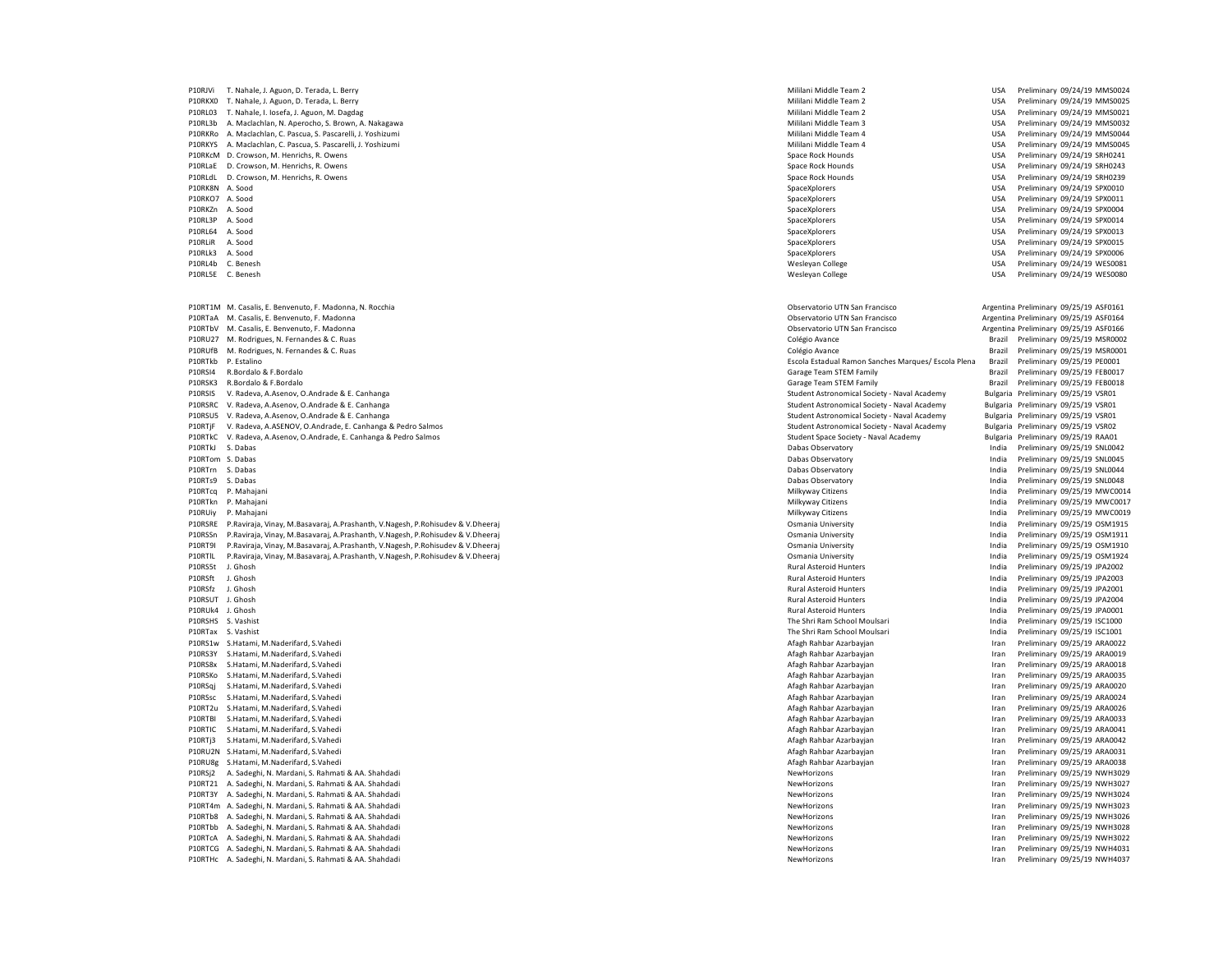| | | | | | | |
|---|---|---|---|---|---|---|
| P10RJVi | T. Nahale, J. Aguon, D. Terada, L. Berry | Mililani Middle Team 2 | USA | Preliminary | 09/24/19 | MMS0024 |
| P10RKX0 | T. Nahale, J. Aguon, D. Terada, L. Berry | Mililani Middle Team 2 | USA | Preliminary | 09/24/19 | MMS0025 |
| P10RL03 | T. Nahale, I. Iosefa, J. Aguon, M. Dagdag | Mililani Middle Team 2 | USA | Preliminary | 09/24/19 | MMS0021 |
| P10RL3b | A. Maclachlan, N. Aperocho, S. Brown, A. Nakagawa | Mililani Middle Team 3 | USA | Preliminary | 09/24/19 | MMS0032 |
| P10RKRo | A. Maclachlan, C. Pascua, S. Pascarelli, J. Yoshizumi | Mililani Middle Team 4 | USA | Preliminary | 09/24/19 | MMS0044 |
| P10RKYS | A. Maclachlan, C. Pascua, S. Pascarelli, J. Yoshizumi | Mililani Middle Team 4 | USA | Preliminary | 09/24/19 | MMS0045 |
| P10RKcM | D. Crowson, M. Henrichs, R. Owens | Space Rock Hounds | USA | Preliminary | 09/24/19 | SRH0241 |
| P10RLaE | D. Crowson, M. Henrichs, R. Owens | Space Rock Hounds | USA | Preliminary | 09/24/19 | SRH0243 |
| P10RLdL | D. Crowson, M. Henrichs, R. Owens | Space Rock Hounds | USA | Preliminary | 09/24/19 | SRH0239 |
| P10RK8N | A. Sood | SpaceXplorers | USA | Preliminary | 09/24/19 | SPX0010 |
| P10RKO7 | A. Sood | SpaceXplorers | USA | Preliminary | 09/24/19 | SPX0011 |
| P10RKZn | A. Sood | SpaceXplorers | USA | Preliminary | 09/24/19 | SPX0004 |
| P10RL3P | A. Sood | SpaceXplorers | USA | Preliminary | 09/24/19 | SPX0014 |
| P10RL64 | A. Sood | SpaceXplorers | USA | Preliminary | 09/24/19 | SPX0013 |
| P10RLiR | A. Sood | SpaceXplorers | USA | Preliminary | 09/24/19 | SPX0015 |
| P10RLk3 | A. Sood | SpaceXplorers | USA | Preliminary | 09/24/19 | SPX0006 |
| P10RL4b | C. Benesh | Wesleyan College | USA | Preliminary | 09/24/19 | WES0081 |
| P10RL5E | C. Benesh | Wesleyan College | USA | Preliminary | 09/24/19 | WES0080 |

| | | | | | | |
|---|---|---|---|---|---|---|
| P10RT1M | M. Casalis, E. Benvenuto, F. Madonna, N. Rocchia | Observatorio UTN San Francisco | Argentina | Preliminary | 09/25/19 | ASF0161 |
| P10RTaA | M. Casalis, E. Benvenuto, F. Madonna | Observatorio UTN San Francisco | Argentina | Preliminary | 09/25/19 | ASF0164 |
| P10RTbV | M. Casalis, E. Benvenuto, F. Madonna | Observatorio UTN San Francisco | Argentina | Preliminary | 09/25/19 | ASF0166 |
| P10RU27 | M. Rodrigues, N. Fernandes & C. Ruas | Colégio Avance | Brazil | Preliminary | 09/25/19 | MSR0002 |
| P10RUfB | M. Rodrigues, N. Fernandes & C. Ruas | Colégio Avance | Brazil | Preliminary | 09/25/19 | MSR0001 |
| P10RTkb | P. Estalino | Escola Estadual Ramon Sanches Marques/ Escola Plena | Brazil | Preliminary | 09/25/19 | PE0001 |
| P10RSI4 | R.Bordalo & F.Bordalo | Garage Team STEM Family | Brazil | Preliminary | 09/25/19 | FEB0017 |
| P10RSK3 | R.Bordalo & F.Bordalo | Garage Team STEM Family | Brazil | Preliminary | 09/25/19 | FEB0018 |
| P10RSIS | V. Radeva, A.Asenov, O.Andrade & E. Canhanga | Student Astronomical Society - Naval Academy | Bulgaria | Preliminary | 09/25/19 | VSR01 |
| P10RSRC | V. Radeva, A.Asenov, O.Andrade & E. Canhanga | Student Astronomical Society - Naval Academy | Bulgaria | Preliminary | 09/25/19 | VSR01 |
| P10RSU5 | V. Radeva, A.Asenov, O.Andrade & E. Canhanga | Student Astronomical Society - Naval Academy | Bulgaria | Preliminary | 09/25/19 | VSR01 |
| P10RTjF | V. Radeva, A.ASENOV, O.Andrade, E. Canhanga & Pedro Salmos | Student Astronomical Society - Naval Academy | Bulgaria | Preliminary | 09/25/19 | VSR02 |
| P10RTkC | V. Radeva, A.Asenov, O.Andrade, E. Canhanga & Pedro Salmos | Student Space Society - Naval Academy | Bulgaria | Preliminary | 09/25/19 | RAA01 |
| P10RTkJ | S. Dabas | Dabas Observatory | India | Preliminary | 09/25/19 | SNL0042 |
| P10RTom | S. Dabas | Dabas Observatory | India | Preliminary | 09/25/19 | SNL0045 |
| P10RTrn | S. Dabas | Dabas Observatory | India | Preliminary | 09/25/19 | SNL0044 |
| P10RTs9 | S. Dabas | Dabas Observatory | India | Preliminary | 09/25/19 | SNL0048 |
| P10RTcq | P. Mahajani | Milkyway Citizens | India | Preliminary | 09/25/19 | MWC0014 |
| P10RTkn | P. Mahajani | Milkyway Citizens | India | Preliminary | 09/25/19 | MWC0017 |
| P10RUiy | P. Mahajani | Milkyway Citizens | India | Preliminary | 09/25/19 | MWC0019 |
| P10RSRE | P.Raviraja, Vinay, M.Basavaraj, A.Prashanth, V.Nagesh, P.Rohisudev & V.Dheeraj | Osmania University | India | Preliminary | 09/25/19 | OSM1915 |
| P10RSSn | P.Raviraja, Vinay, M.Basavaraj, A.Prashanth, V.Nagesh, P.Rohisudev & V.Dheeraj | Osmania University | India | Preliminary | 09/25/19 | OSM1911 |
| P10RT9I | P.Raviraja, Vinay, M.Basavaraj, A.Prashanth, V.Nagesh, P.Rohisudev & V.Dheeraj | Osmania University | India | Preliminary | 09/25/19 | OSM1910 |
| P10RTIL | P.Raviraja, Vinay, M.Basavaraj, A.Prashanth, V.Nagesh, P.Rohisudev & V.Dheeraj | Osmania University | India | Preliminary | 09/25/19 | OSM1924 |
| P10RS5t | J. Ghosh | Rural Asteroid Hunters | India | Preliminary | 09/25/19 | JPA2002 |
| P10RSft | J. Ghosh | Rural Asteroid Hunters | India | Preliminary | 09/25/19 | JPA2003 |
| P10RSfz | J. Ghosh | Rural Asteroid Hunters | India | Preliminary | 09/25/19 | JPA2001 |
| P10RSUT | J. Ghosh | Rural Asteroid Hunters | India | Preliminary | 09/25/19 | JPA2004 |
| P10RUk4 | J. Ghosh | Rural Asteroid Hunters | India | Preliminary | 09/25/19 | JPA0001 |
| P10RSH5 | S. Vashist | The Shri Ram School Moulsari | India | Preliminary | 09/25/19 | ISC1000 |
| P10RTax | S. Vashist | The Shri Ram School Moulsari | India | Preliminary | 09/25/19 | ISC1001 |
| P10RS1w | S.Hatami, M.Naderifard, S.Vahedi | Afagh Rahbar Azarbayjan | Iran | Preliminary | 09/25/19 | ARA0022 |
| P10RS3Y | S.Hatami, M.Naderifard, S.Vahedi | Afagh Rahbar Azarbayjan | Iran | Preliminary | 09/25/19 | ARA0019 |
| P10RS8x | S.Hatami, M.Naderifard, S.Vahedi | Afagh Rahbar Azarbayjan | Iran | Preliminary | 09/25/19 | ARA0018 |
| P10RSKo | S.Hatami, M.Naderifard, S.Vahedi | Afagh Rahbar Azarbayjan | Iran | Preliminary | 09/25/19 | ARA0035 |
| P10RSqj | S.Hatami, M.Naderifard, S.Vahedi | Afagh Rahbar Azarbayjan | Iran | Preliminary | 09/25/19 | ARA0020 |
| P10RSsc | S.Hatami, M.Naderifard, S.Vahedi | Afagh Rahbar Azarbayjan | Iran | Preliminary | 09/25/19 | ARA0024 |
| P10RT2u | S.Hatami, M.Naderifard, S.Vahedi | Afagh Rahbar Azarbayjan | Iran | Preliminary | 09/25/19 | ARA0026 |
| P10RTBI | S.Hatami, M.Naderifard, S.Vahedi | Afagh Rahbar Azarbayjan | Iran | Preliminary | 09/25/19 | ARA0033 |
| P10RTIC | S.Hatami, M.Naderifard, S.Vahedi | Afagh Rahbar Azarbayjan | Iran | Preliminary | 09/25/19 | ARA0041 |
| P10RTj3 | S.Hatami, M.Naderifard, S.Vahedi | Afagh Rahbar Azarbayjan | Iran | Preliminary | 09/25/19 | ARA0042 |
| P10RU2N | S.Hatami, M.Naderifard, S.Vahedi | Afagh Rahbar Azarbayjan | Iran | Preliminary | 09/25/19 | ARA0031 |
| P10RU8g | S.Hatami, M.Naderifard, S.Vahedi | Afagh Rahbar Azarbayjan | Iran | Preliminary | 09/25/19 | ARA0038 |
| P10RSj2 | A. Sadeghi, N. Mardani, S. Rahmati & AA. Shahdadi | NewHorizons | Iran | Preliminary | 09/25/19 | NWH3029 |
| P10RT21 | A. Sadeghi, N. Mardani, S. Rahmati & AA. Shahdadi | NewHorizons | Iran | Preliminary | 09/25/19 | NWH3027 |
| P10RT3Y | A. Sadeghi, N. Mardani, S. Rahmati & AA. Shahdadi | NewHorizons | Iran | Preliminary | 09/25/19 | NWH3024 |
| P10RT4m | A. Sadeghi, N. Mardani, S. Rahmati & AA. Shahdadi | NewHorizons | Iran | Preliminary | 09/25/19 | NWH3023 |
| P10RTb8 | A. Sadeghi, N. Mardani, S. Rahmati & AA. Shahdadi | NewHorizons | Iran | Preliminary | 09/25/19 | NWH3026 |
| P10RTbb | A. Sadeghi, N. Mardani, S. Rahmati & AA. Shahdadi | NewHorizons | Iran | Preliminary | 09/25/19 | NWH3028 |
| P10RTcA | A. Sadeghi, N. Mardani, S. Rahmati & AA. Shahdadi | NewHorizons | Iran | Preliminary | 09/25/19 | NWH3022 |
| P10RTCG | A. Sadeghi, N. Mardani, S. Rahmati & AA. Shahdadi | NewHorizons | Iran | Preliminary | 09/25/19 | NWH4031 |
| P10RTHc | A. Sadeghi, N. Mardani, S. Rahmati & AA. Shahdadi | NewHorizons | Iran | Preliminary | 09/25/19 | NWH4037 |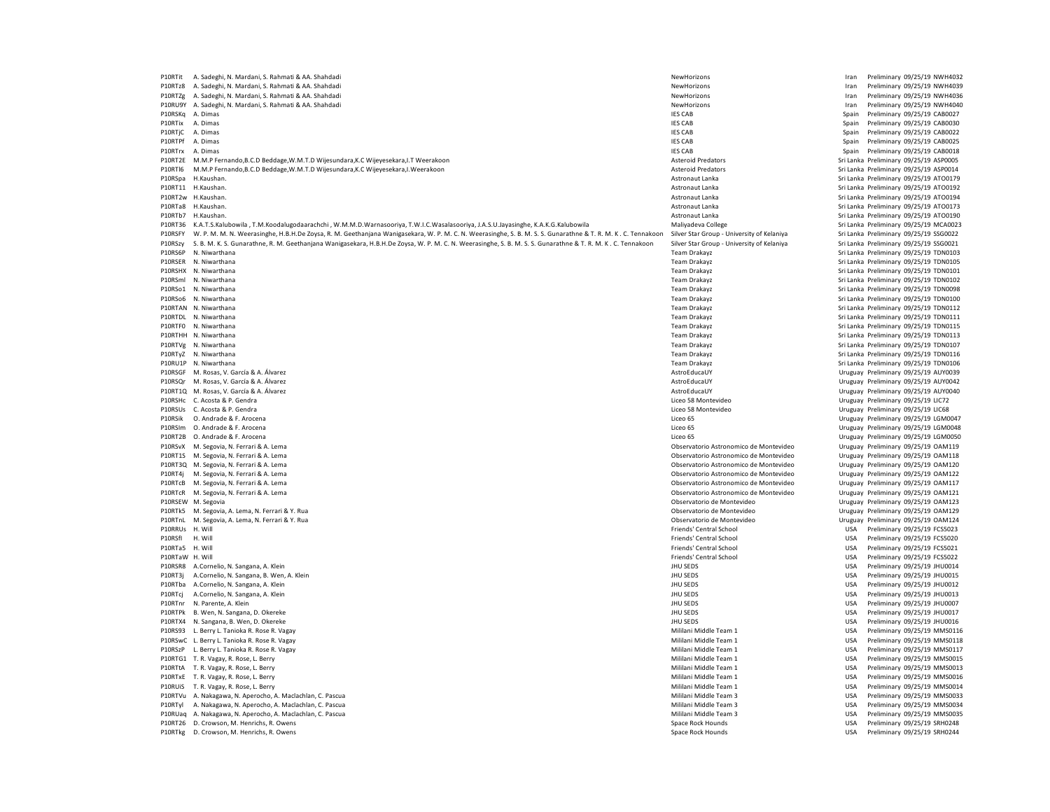| | | | | | | |
|---|---|---|---|---|---|---|
| P10RTit | A. Sadeghi, N. Mardani, S. Rahmati & AA. Shahdadi | NewHorizons | Iran | Preliminary | 09/25/19 | NWH4032 |
| P10RTz8 | A. Sadeghi, N. Mardani, S. Rahmati & AA. Shahdadi | NewHorizons | Iran | Preliminary | 09/25/19 | NWH4039 |
| P10RTZg | A. Sadeghi, N. Mardani, S. Rahmati & AA. Shahdadi | NewHorizons | Iran | Preliminary | 09/25/19 | NWH4036 |
| P10RU9Y | A. Sadeghi, N. Mardani, S. Rahmati & AA. Shahdadi | NewHorizons | Iran | Preliminary | 09/25/19 | NWH4040 |
| P10RSKq | A. Dimas | IES CAB | Spain | Preliminary | 09/25/19 | CAB0027 |
| P10RTix | A. Dimas | IES CAB | Spain | Preliminary | 09/25/19 | CAB0030 |
| P10RTjC | A. Dimas | IES CAB | Spain | Preliminary | 09/25/19 | CAB0022 |
| P10RTPf | A. Dimas | IES CAB | Spain | Preliminary | 09/25/19 | CAB0025 |
| P10RTrx | A. Dimas | IES CAB | Spain | Preliminary | 09/25/19 | CAB0018 |
| P10RT2E | M.M.P Fernando,B.C.D Beddage,W.M.T.D Wijesundara,K.C Wijeyesekara,I.T Weerakoon | Asteroid Predators | Sri Lanka | Preliminary | 09/25/19 | ASP0005 |
| P10RTI6 | M.M.P Fernando,B.C.D Beddage,W.M.T.D Wijesundara,K.C Wijeyesekara,I.Weerakoon | Asteroid Predators | Sri Lanka | Preliminary | 09/25/19 | ASP0014 |
| P10RSpa | H.Kaushan. | Astronaut Lanka | Sri Lanka | Preliminary | 09/25/19 | ATO0179 |
| P10RT11 | H.Kaushan. | Astronaut Lanka | Sri Lanka | Preliminary | 09/25/19 | ATO0192 |
| P10RT2w | H.Kaushan. | Astronaut Lanka | Sri Lanka | Preliminary | 09/25/19 | ATO0194 |
| P10RTa8 | H.Kaushan. | Astronaut Lanka | Sri Lanka | Preliminary | 09/25/19 | ATO0173 |
| P10RTb7 | H.Kaushan. | Astronaut Lanka | Sri Lanka | Preliminary | 09/25/19 | ATO0190 |
| P10RT36 | K.A.T.S.Kalubowila , T.M.Koodalugodaarachchi , W.M.M.D.Warnasooriya, T.W.I.C.Wasalasooriya, J.A.S.U.Jayasinghe, K.A.K.G.Kalubowila | Maliyadeva College | Sri Lanka | Preliminary | 09/25/19 | MCA0023 |
| P10RSFY | W. P. M. M. N. Weerasinghe, H.B.H.De Zoysa, R. M. Geethanjana Wanigasekara, W. P. M. C. N. Weerasinghe, S. B. M. S. S. Gunarathne & T. R. M. K . C. Tennakoon | Silver Star Group - University of Kelaniya | Sri Lanka | Preliminary | 09/25/19 | SSG0022 |
| P10RSzy | S. B. M. K. S. Gunarathne, R. M. Geethanjana Wanigasekara, H.B.H.De Zoysa, W. P. M. C. N. Weerasinghe, S. B. M. S. S. Gunarathne & T. R. M. K . C. Tennakoon | Silver Star Group - University of Kelaniya | Sri Lanka | Preliminary | 09/25/19 | SSG0021 |
| P10RS6P | N. Niwarthana | Team Drakayz | Sri Lanka | Preliminary | 09/25/19 | TDN0103 |
| P10RSER | N. Niwarthana | Team Drakayz | Sri Lanka | Preliminary | 09/25/19 | TDN0105 |
| P10RSHX | N. Niwarthana | Team Drakayz | Sri Lanka | Preliminary | 09/25/19 | TDN0101 |
| P10RSml | N. Niwarthana | Team Drakayz | Sri Lanka | Preliminary | 09/25/19 | TDN0102 |
| P10RSo1 | N. Niwarthana | Team Drakayz | Sri Lanka | Preliminary | 09/25/19 | TDN0098 |
| P10RSo6 | N. Niwarthana | Team Drakayz | Sri Lanka | Preliminary | 09/25/19 | TDN0100 |
| P10RTAN | N. Niwarthana | Team Drakayz | Sri Lanka | Preliminary | 09/25/19 | TDN0112 |
| P10RTDL | N. Niwarthana | Team Drakayz | Sri Lanka | Preliminary | 09/25/19 | TDN0111 |
| P10RTF0 | N. Niwarthana | Team Drakayz | Sri Lanka | Preliminary | 09/25/19 | TDN0115 |
| P10RTHH | N. Niwarthana | Team Drakayz | Sri Lanka | Preliminary | 09/25/19 | TDN0113 |
| P10RTVg | N. Niwarthana | Team Drakayz | Sri Lanka | Preliminary | 09/25/19 | TDN0107 |
| P10RTyZ | N. Niwarthana | Team Drakayz | Sri Lanka | Preliminary | 09/25/19 | TDN0116 |
| P10RU1P | N. Niwarthana | Team Drakayz | Sri Lanka | Preliminary | 09/25/19 | TDN0106 |
| P10RSGF | M. Rosas, V. Garcia & A. Álvarez | AstroEducaUY | Uruguay | Preliminary | 09/25/19 | AUY0039 |
| P10RSQr | M. Rosas, V. Garcia & A. Álvarez | AstroEducaUY | Uruguay | Preliminary | 09/25/19 | AUY0042 |
| P10RT1Q | M. Rosas, V. Garcia & A. Álvarez | AstroEducaUY | Uruguay | Preliminary | 09/25/19 | AUY0040 |
| P10RSHc | C. Acosta & P. Gendra | Liceo 58 Montevideo | Uruguay | Preliminary | 09/25/19 | LIC72 |
| P10RSUs | C. Acosta & P. Gendra | Liceo 58 Montevideo | Uruguay | Preliminary | 09/25/19 | LIC68 |
| P10RSik | O. Andrade & F. Arocena | Liceo 65 | Uruguay | Preliminary | 09/25/19 | LGM0047 |
| P10RSlm | O. Andrade & F. Arocena | Liceo 65 | Uruguay | Preliminary | 09/25/19 | LGM0048 |
| P10RT2B | O. Andrade & F. Arocena | Liceo 65 | Uruguay | Preliminary | 09/25/19 | LGM0050 |
| P10RSvX | M. Segovia, N. Ferrari & A. Lema | Observatorio Astronomico de Montevideo | Uruguay | Preliminary | 09/25/19 | OAM119 |
| P10RT1S | M. Segovia, N. Ferrari & A. Lema | Observatorio Astronomico de Montevideo | Uruguay | Preliminary | 09/25/19 | OAM118 |
| P10RT3Q | M. Segovia, N. Ferrari & A. Lema | Observatorio Astronomico de Montevideo | Uruguay | Preliminary | 09/25/19 | OAM120 |
| P10RT4j | M. Segovia, N. Ferrari & A. Lema | Observatorio Astronomico de Montevideo | Uruguay | Preliminary | 09/25/19 | OAM122 |
| P10RTcB | M. Segovia, N. Ferrari & A. Lema | Observatorio Astronomico de Montevideo | Uruguay | Preliminary | 09/25/19 | OAM117 |
| P10RTcR | M. Segovia, N. Ferrari & A. Lema | Observatorio Astronomico de Montevideo | Uruguay | Preliminary | 09/25/19 | OAM121 |
| P10RSEW | M. Segovia | Observatorio de Montevideo | Uruguay | Preliminary | 09/25/19 | OAM123 |
| P10RTk5 | M. Segovia, A. Lema, N. Ferrari & Y. Rua | Observatorio de Montevideo | Uruguay | Preliminary | 09/25/19 | OAM129 |
| P10RTnL | M. Segovia, A. Lema, N. Ferrari & Y. Rua | Observatorio de Montevideo | Uruguay | Preliminary | 09/25/19 | OAM124 |
| P10RRUs | H. Will | Friends' Central School | USA | Preliminary | 09/25/19 | FCS5023 |
| P10RSfI | H. Will | Friends' Central School | USA | Preliminary | 09/25/19 | FCS5020 |
| P10RTa5 | H. Will | Friends' Central School | USA | Preliminary | 09/25/19 | FCS5021 |
| P10RTaW | H. Will | Friends' Central School | USA | Preliminary | 09/25/19 | FCS5022 |
| P10RSR8 | A.Cornelio, N. Sangana, A. Klein | JHU SEDS | USA | Preliminary | 09/25/19 | JHU0014 |
| P10RT3j | A.Cornelio, N. Sangana, B. Wen, A. Klein | JHU SEDS | USA | Preliminary | 09/25/19 | JHU0015 |
| P10RTba | A.Cornelio, N. Sangana, A. Klein | JHU SEDS | USA | Preliminary | 09/25/19 | JHU0012 |
| P10RTcj | A.Cornelio, N. Sangana, A. Klein | JHU SEDS | USA | Preliminary | 09/25/19 | JHU0013 |
| P10RTnr | N. Parente, A. Klein | JHU SEDS | USA | Preliminary | 09/25/19 | JHU0007 |
| P10RTPk | B. Wen, N. Sangana, D. Okereke | JHU SEDS | USA | Preliminary | 09/25/19 | JHU0017 |
| P10RTX4 | N. Sangana, B. Wen, D. Okereke | JHU SEDS | USA | Preliminary | 09/25/19 | JHU0016 |
| P10RS93 | L. Berry L. Tanioka R. Rose R. Vagay | Mililani Middle Team 1 | USA | Preliminary | 09/25/19 | MMS0116 |
| P10RSwC | L. Berry L. Tanioka R. Rose R. Vagay | Mililani Middle Team 1 | USA | Preliminary | 09/25/19 | MMS0118 |
| P10RSzP | L. Berry L. Tanioka R. Rose R. Vagay | Mililani Middle Team 1 | USA | Preliminary | 09/25/19 | MMS0117 |
| P10RTG1 | T. R. Vagay, R. Rose, L. Berry | Mililani Middle Team 1 | USA | Preliminary | 09/25/19 | MMS0015 |
| P10RTtA | T. R. Vagay, R. Rose, L. Berry | Mililani Middle Team 1 | USA | Preliminary | 09/25/19 | MMS0013 |
| P10RTxE | T. R. Vagay, R. Rose, L. Berry | Mililani Middle Team 1 | USA | Preliminary | 09/25/19 | MMS0016 |
| P10RUlS | T. R. Vagay, R. Rose, L. Berry | Mililani Middle Team 1 | USA | Preliminary | 09/25/19 | MMS0014 |
| P10RTVu | A. Nakagawa, N. Aperocho, A. Maclachlan, C. Pascua | Mililani Middle Team 3 | USA | Preliminary | 09/25/19 | MMS0033 |
| P10RTyl | A. Nakagawa, N. Aperocho, A. Maclachlan, C. Pascua | Mililani Middle Team 3 | USA | Preliminary | 09/25/19 | MMS0034 |
| P10RUaq | A. Nakagawa, N. Aperocho, A. Maclachlan, C. Pascua | Mililani Middle Team 3 | USA | Preliminary | 09/25/19 | MMS0035 |
| P10RT26 | D. Crowson, M. Henrichs, R. Owens | Space Rock Hounds | USA | Preliminary | 09/25/19 | SRH0248 |
| P10RTkg | D. Crowson, M. Henrichs, R. Owens | Space Rock Hounds | USA | Preliminary | 09/25/19 | SRH0244 |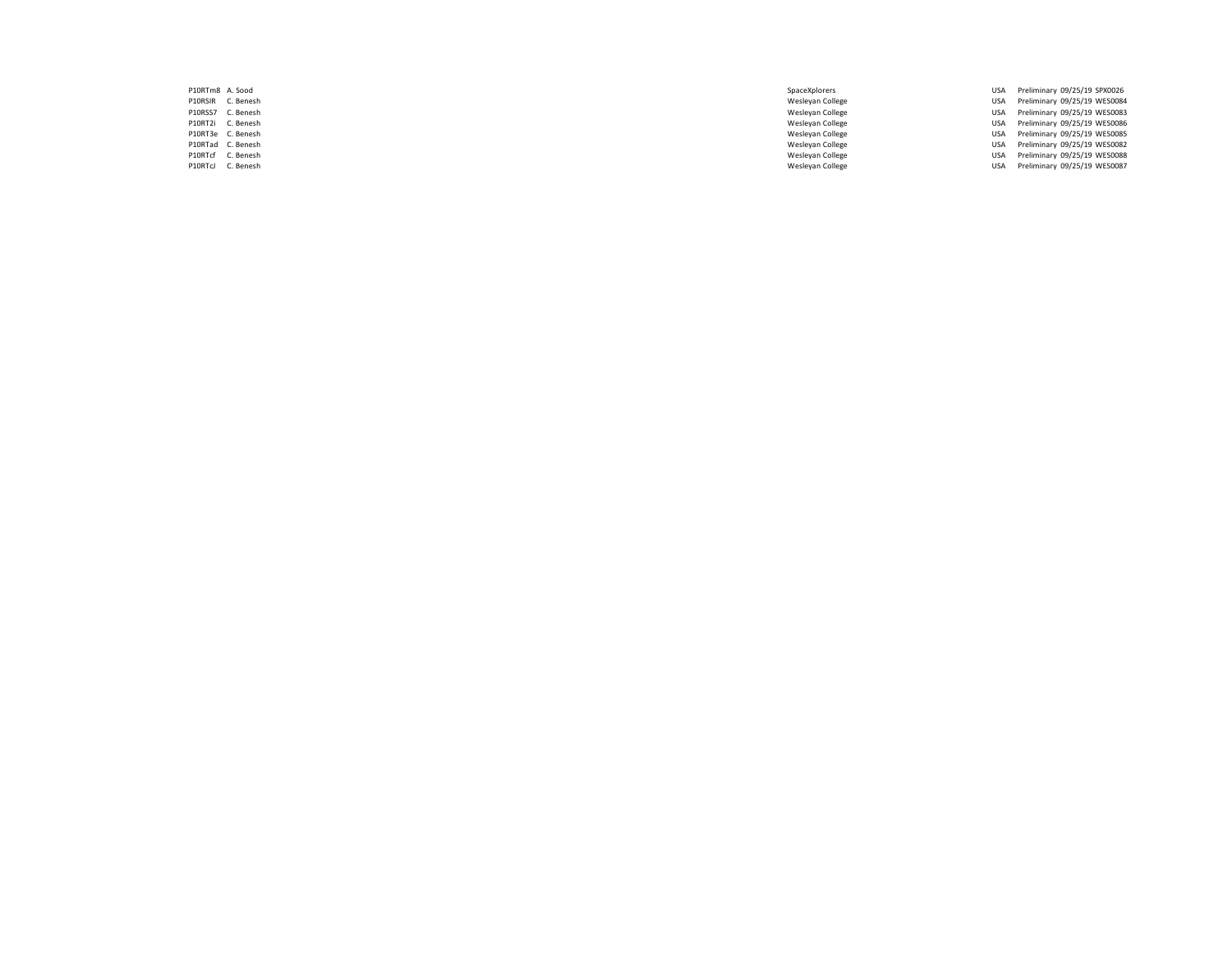| | | | | | | |
|---|---|---|---|---|---|---|
| P10RTm8 | A. Sood | SpaceXplorers | USA | Preliminary | 09/25/19 | SPX0026 |
| P10RSIR | C. Benesh | Wesleyan College | USA | Preliminary | 09/25/19 | WES0084 |
| P10RSS7 | C. Benesh | Wesleyan College | USA | Preliminary | 09/25/19 | WES0083 |
| P10RT2i | C. Benesh | Wesleyan College | USA | Preliminary | 09/25/19 | WES0086 |
| P10RT3e | C. Benesh | Wesleyan College | USA | Preliminary | 09/25/19 | WES0085 |
| P10RTad | C. Benesh | Wesleyan College | USA | Preliminary | 09/25/19 | WES0082 |
| P10RTcf | C. Benesh | Wesleyan College | USA | Preliminary | 09/25/19 | WES0088 |
| P10RTcJ | C. Benesh | Wesleyan College | USA | Preliminary | 09/25/19 | WES0087 |